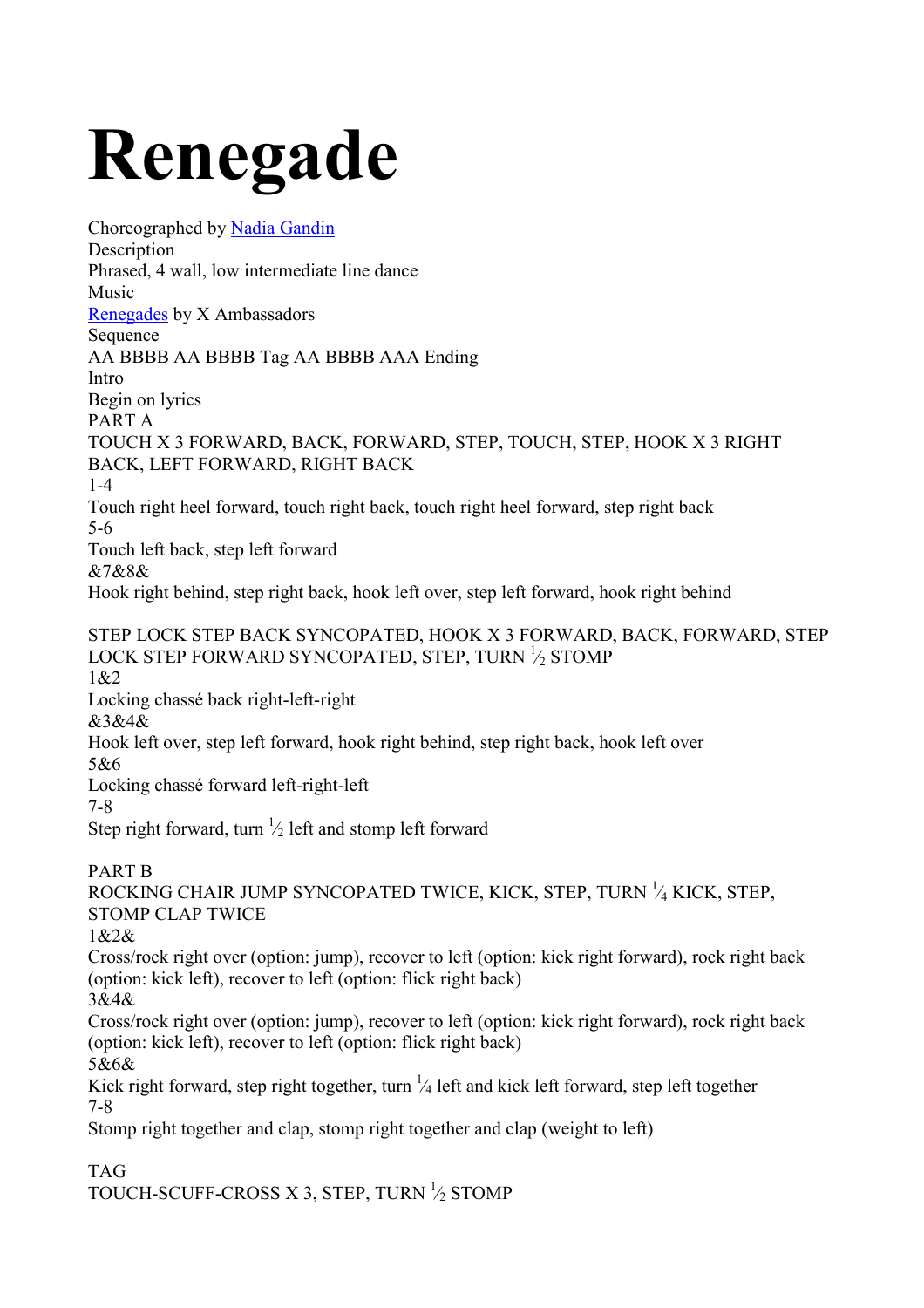# Renegade

Choreographed by Nadia Gandin
Description
Phrased, 4 wall, low intermediate line dance
Music
Renegades by X Ambassadors
Sequence
AA BBBB AA BBBB Tag AA BBBB AAA Ending
Intro
Begin on lyrics
PART A
TOUCH X 3 FORWARD, BACK, FORWARD, STEP, TOUCH, STEP, HOOK X 3 RIGHT BACK, LEFT FORWARD, RIGHT BACK
1-4
Touch right heel forward, touch right back, touch right heel forward, step right back
5-6
Touch left back, step left forward
&7&8&
Hook right behind, step right back, hook left over, step left forward, hook right behind

STEP LOCK STEP BACK SYNCOPATED, HOOK X 3 FORWARD, BACK, FORWARD, STEP LOCK STEP FORWARD SYNCOPATED, STEP, TURN ½ STOMP
1&2
Locking chassé back right-left-right
&3&4&
Hook left over, step left forward, hook right behind, step right back, hook left over
5&6
Locking chassé forward left-right-left
7-8
Step right forward, turn ½ left and stomp left forward

PART B
ROCKING CHAIR JUMP SYNCOPATED TWICE, KICK, STEP, TURN ¼ KICK, STEP, STOMP CLAP TWICE
1&2&
Cross/rock right over (option: jump), recover to left (option: kick right forward), rock right back (option: kick left), recover to left (option: flick right back)
3&4&
Cross/rock right over (option: jump), recover to left (option: kick right forward), rock right back (option: kick left), recover to left (option: flick right back)
5&6&
Kick right forward, step right together, turn ¼ left and kick left forward, step left together
7-8
Stomp right together and clap, stomp right together and clap (weight to left)

TAG
TOUCH-SCUFF-CROSS X 3, STEP, TURN ½ STOMP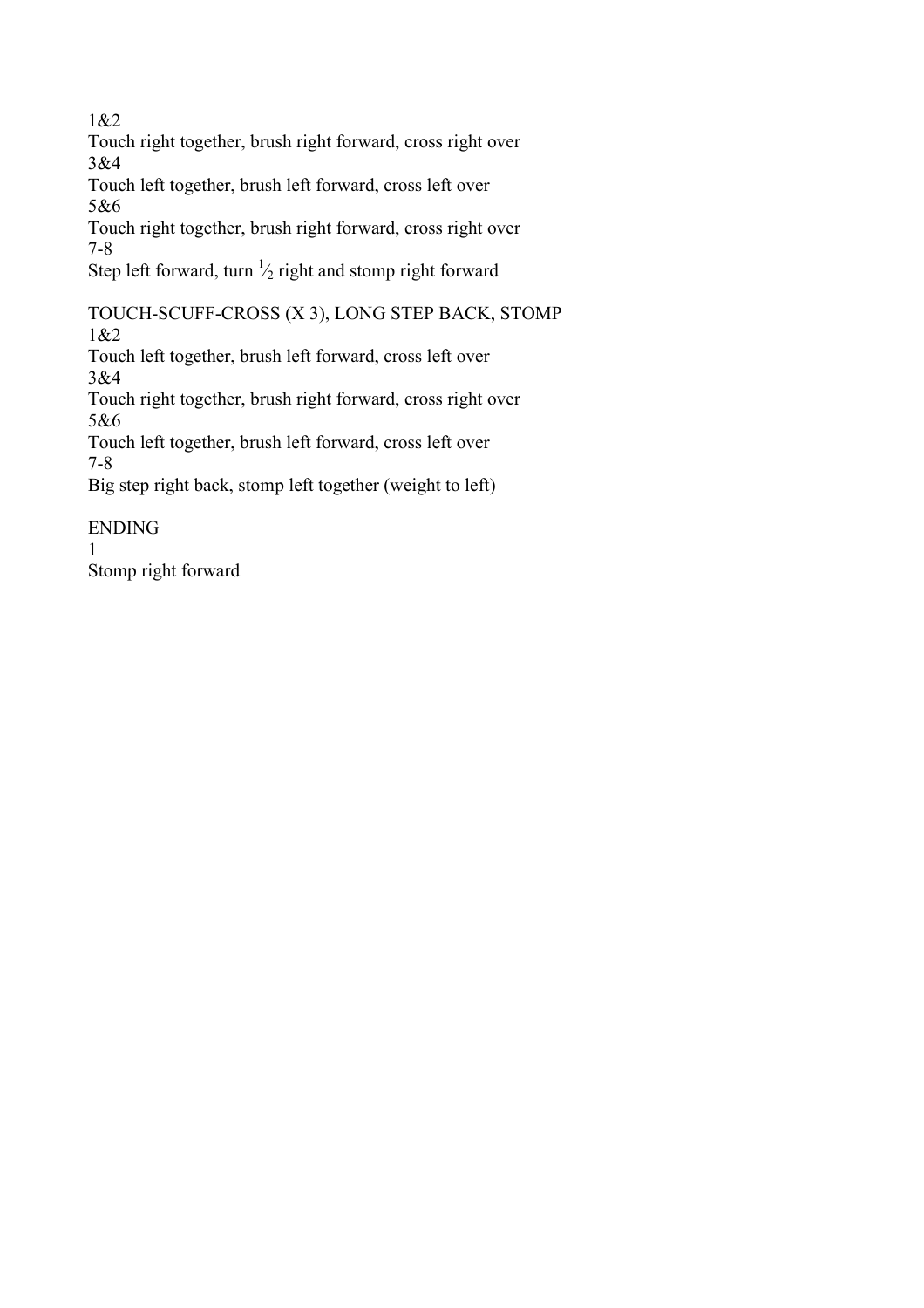1&2

Touch right together, brush right forward, cross right over

3&4

Touch left together, brush left forward, cross left over

5&6

Touch right together, brush right forward, cross right over

7-8

Step left forward, turn $\frac{1}{2}$ right and stomp right forward

TOUCH-SCUFF-CROSS (X 3), LONG STEP BACK, STOMP

1&2

Touch left together, brush left forward, cross left over

3&4

Touch right together, brush right forward, cross right over

5&6

Touch left together, brush left forward, cross left over

7-8

Big step right back, stomp left together (weight to left)

ENDING

1

Stomp right forward